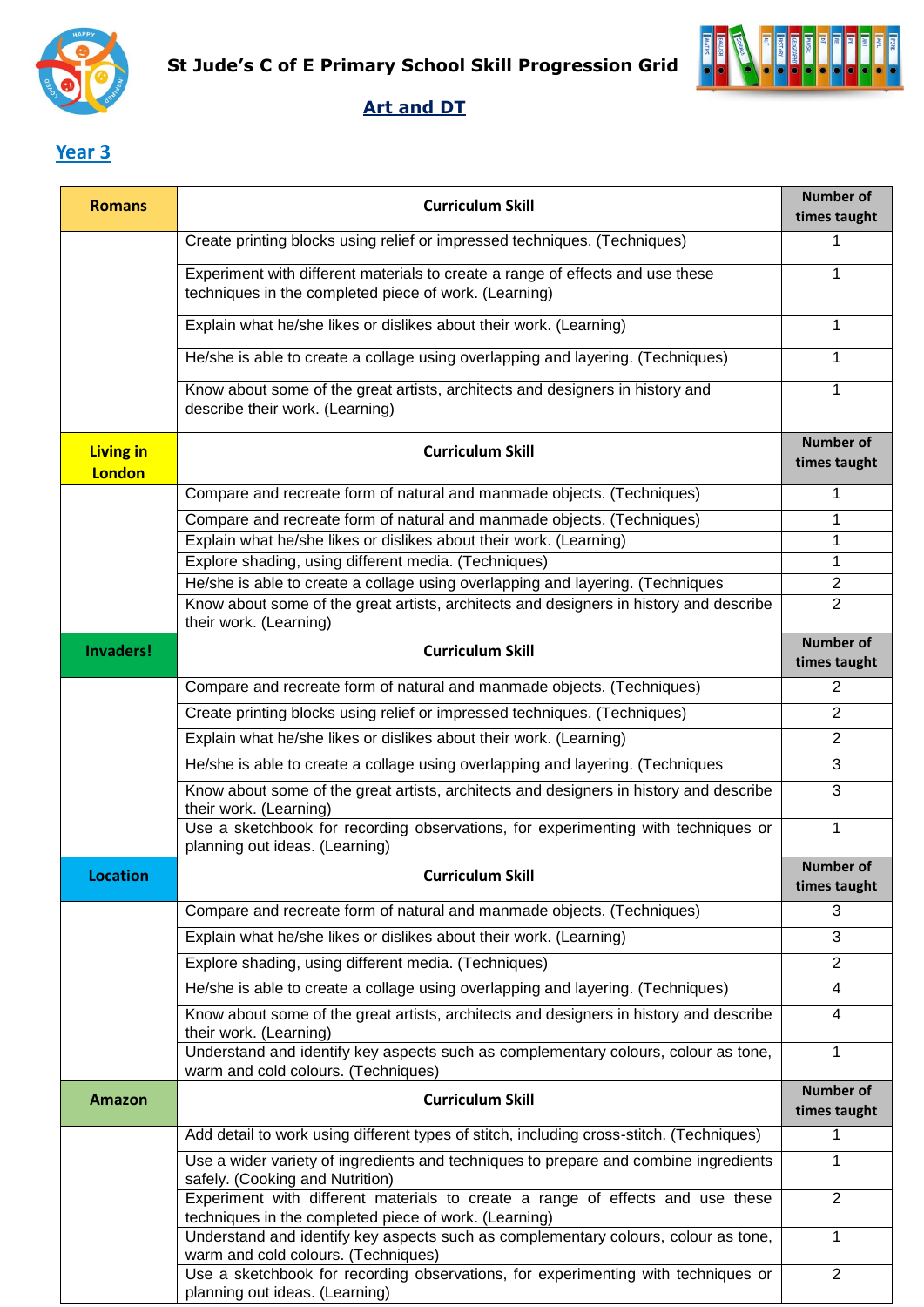# St Jude's C of E Primary School Skill Progression Grid

## Art and DT

## Year 3

| Romans | Curriculum Skill | Number of times taught |
|---|---|---|
| | Create printing blocks using relief or impressed techniques. (Techniques) | 1 |
| | Experiment with different materials to create a range of effects and use these techniques in the completed piece of work. (Learning) | 1 |
| | Explain what he/she likes or dislikes about their work. (Learning) | 1 |
| | He/she is able to create a collage using overlapping and layering. (Techniques) | 1 |
| | Know about some of the great artists, architects and designers in history and describe their work. (Learning) | 1 |
| **Living in London** | **Curriculum Skill** | **Number of times taught** |
| | Compare and recreate form of natural and manmade objects. (Techniques) | 1 |
| | Compare and recreate form of natural and manmade objects. (Techniques) | 1 |
| | Explain what he/she likes or dislikes about their work. (Learning) | 1 |
| | Explore shading, using different media. (Techniques) | 1 |
| | He/she is able to create a collage using overlapping and layering. (Techniques | 2 |
| | Know about some of the great artists, architects and designers in history and describe their work. (Learning) | 2 |
| **Invaders!** | **Curriculum Skill** | **Number of times taught** |
| | Compare and recreate form of natural and manmade objects. (Techniques) | 2 |
| | Create printing blocks using relief or impressed techniques. (Techniques) | 2 |
| | Explain what he/she likes or dislikes about their work. (Learning) | 2 |
| | He/she is able to create a collage using overlapping and layering. (Techniques | 3 |
| | Know about some of the great artists, architects and designers in history and describe their work. (Learning) | 3 |
| | Use a sketchbook for recording observations, for experimenting with techniques or planning out ideas. (Learning) | 1 |
| **Location** | **Curriculum Skill** | **Number of times taught** |
| | Compare and recreate form of natural and manmade objects. (Techniques) | 3 |
| | Explain what he/she likes or dislikes about their work. (Learning) | 3 |
| | Explore shading, using different media. (Techniques) | 2 |
| | He/she is able to create a collage using overlapping and layering. (Techniques) | 4 |
| | Know about some of the great artists, architects and designers in history and describe their work. (Learning) | 4 |
| | Understand and identify key aspects such as complementary colours, colour as tone, warm and cold colours. (Techniques) | 1 |
| **Amazon** | **Curriculum Skill** | **Number of times taught** |
| | Add detail to work using different types of stitch, including cross-stitch. (Techniques) | 1 |
| | Use a wider variety of ingredients and techniques to prepare and combine ingredients safely. (Cooking and Nutrition) | 1 |
| | Experiment with different materials to create a range of effects and use these techniques in the completed piece of work. (Learning) | 2 |
| | Understand and identify key aspects such as complementary colours, colour as tone, warm and cold colours. (Techniques) | 1 |
| | Use a sketchbook for recording observations, for experimenting with techniques or planning out ideas. (Learning) | 2 |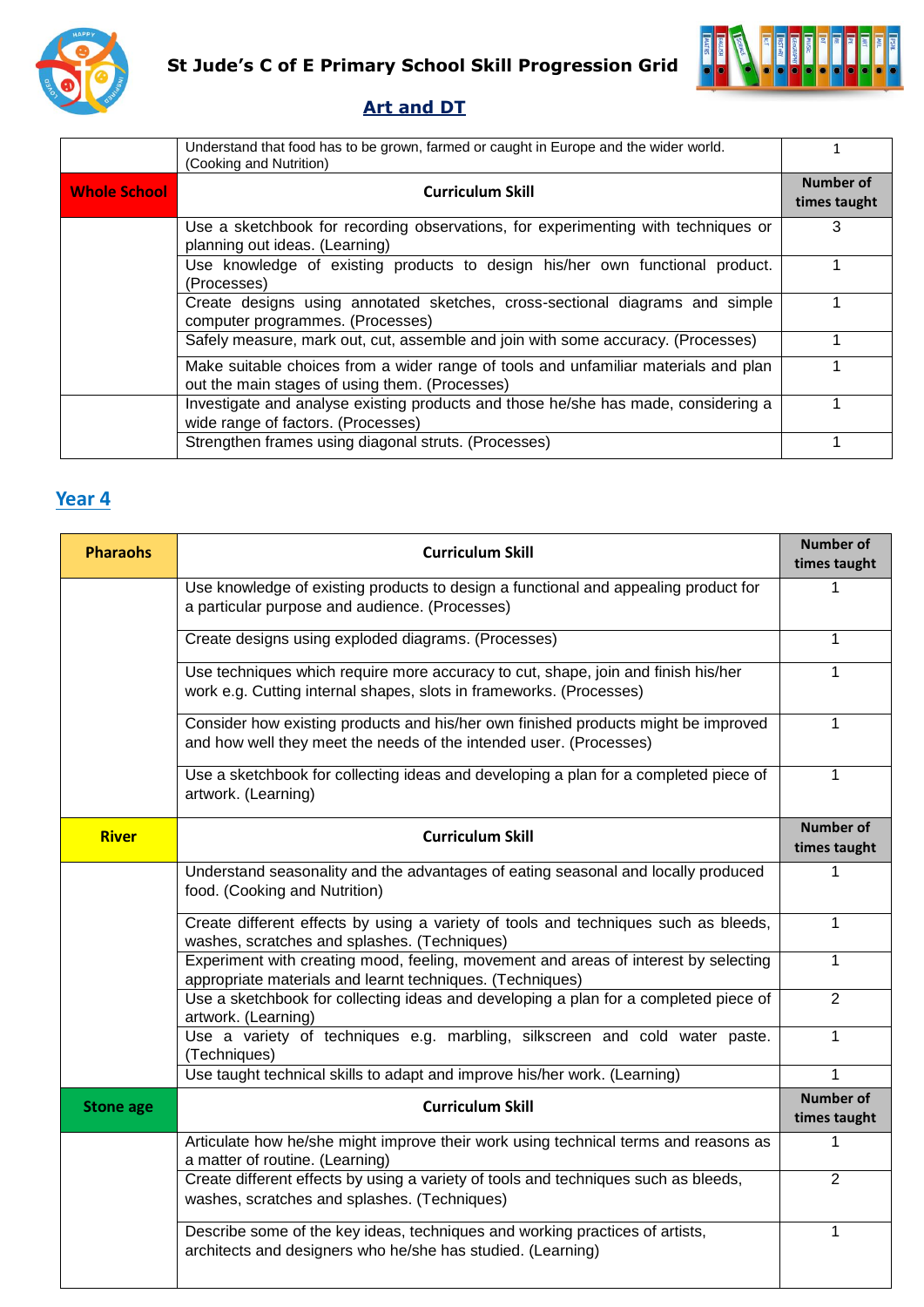# St Jude's C of E Primary School Skill Progression Grid

## Art and DT

| | | |
|---|---|---|
| | Understand that food has to be grown, farmed or caught in Europe and the wider world. (Cooking and Nutrition) | 1 |
| **Whole School** | **Curriculum Skill** | **Number of times taught** |
| | Use a sketchbook for recording observations, for experimenting with techniques or planning out ideas. (Learning) | 3 |
| | Use knowledge of existing products to design his/her own functional product. (Processes) | 1 |
| | Create designs using annotated sketches, cross-sectional diagrams and simple computer programmes. (Processes) | 1 |
| | Safely measure, mark out, cut, assemble and join with some accuracy. (Processes) | 1 |
| | Make suitable choices from a wider range of tools and unfamiliar materials and plan out the main stages of using them. (Processes) | 1 |
| | Investigate and analyse existing products and those he/she has made, considering a wide range of factors. (Processes) | 1 |
| | Strengthen frames using diagonal struts. (Processes) | 1 |

## Year 4

| **Pharaohs** | **Curriculum Skill** | **Number of times taught** |
|---|---|---|
| | Use knowledge of existing products to design a functional and appealing product for a particular purpose and audience. (Processes) | 1 |
| | Create designs using exploded diagrams. (Processes) | 1 |
| | Use techniques which require more accuracy to cut, shape, join and finish his/her work e.g. Cutting internal shapes, slots in frameworks. (Processes) | 1 |
| | Consider how existing products and his/her own finished products might be improved and how well they meet the needs of the intended user. (Processes) | 1 |
| | Use a sketchbook for collecting ideas and developing a plan for a completed piece of artwork. (Learning) | 1 |
| **River** | **Curriculum Skill** | **Number of times taught** |
| | Understand seasonality and the advantages of eating seasonal and locally produced food. (Cooking and Nutrition) | 1 |
| | Create different effects by using a variety of tools and techniques such as bleeds, washes, scratches and splashes. (Techniques) | 1 |
| | Experiment with creating mood, feeling, movement and areas of interest by selecting appropriate materials and learnt techniques. (Techniques) | 1 |
| | Use a sketchbook for collecting ideas and developing a plan for a completed piece of artwork. (Learning) | 2 |
| | Use a variety of techniques e.g. marbling, silkscreen and cold water paste. (Techniques) | 1 |
| | Use taught technical skills to adapt and improve his/her work. (Learning) | 1 |
| **Stone age** | **Curriculum Skill** | **Number of times taught** |
| | Articulate how he/she might improve their work using technical terms and reasons as a matter of routine. (Learning) | 1 |
| | Create different effects by using a variety of tools and techniques such as bleeds, washes, scratches and splashes. (Techniques) | 2 |
| | Describe some of the key ideas, techniques and working practices of artists, architects and designers who he/she has studied. (Learning) | 1 |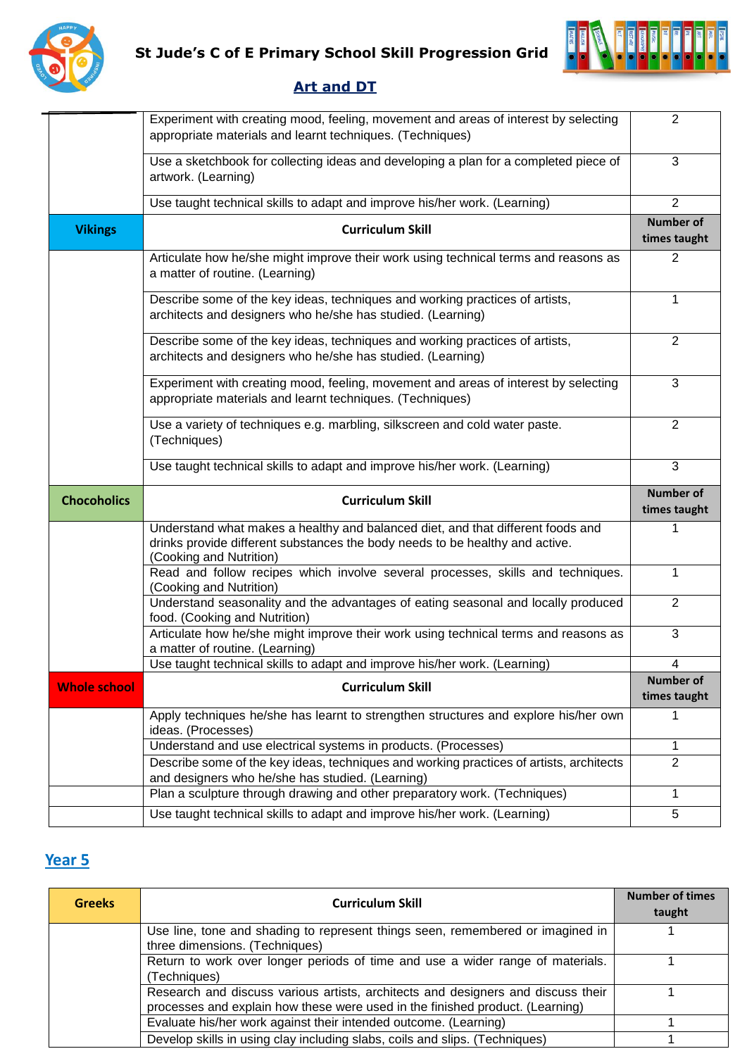# St Jude's C of E Primary School Skill Progression Grid

## Art and DT

| | | |
|---|---|---|
| | Experiment with creating mood, feeling, movement and areas of interest by selecting appropriate materials and learnt techniques. (Techniques) | 2 |
| | Use a sketchbook for collecting ideas and developing a plan for a completed piece of artwork. (Learning) | 3 |
| | Use taught technical skills to adapt and improve his/her work. (Learning) | 2 |
| **Vikings** | **Curriculum Skill** | **Number of times taught** |
| | Articulate how he/she might improve their work using technical terms and reasons as a matter of routine. (Learning) | 2 |
| | Describe some of the key ideas, techniques and working practices of artists, architects and designers who he/she has studied. (Learning) | 1 |
| | Describe some of the key ideas, techniques and working practices of artists, architects and designers who he/she has studied. (Learning) | 2 |
| | Experiment with creating mood, feeling, movement and areas of interest by selecting appropriate materials and learnt techniques. (Techniques) | 3 |
| | Use a variety of techniques e.g. marbling, silkscreen and cold water paste. (Techniques) | 2 |
| | Use taught technical skills to adapt and improve his/her work. (Learning) | 3 |
| **Chocoholics** | **Curriculum Skill** | **Number of times taught** |
| | Understand what makes a healthy and balanced diet, and that different foods and drinks provide different substances the body needs to be healthy and active. (Cooking and Nutrition) | 1 |
| | Read and follow recipes which involve several processes, skills and techniques. (Cooking and Nutrition) | 1 |
| | Understand seasonality and the advantages of eating seasonal and locally produced food. (Cooking and Nutrition) | 2 |
| | Articulate how he/she might improve their work using technical terms and reasons as a matter of routine. (Learning) | 3 |
| | Use taught technical skills to adapt and improve his/her work. (Learning) | 4 |
| **Whole school** | **Curriculum Skill** | **Number of times taught** |
| | Apply techniques he/she has learnt to strengthen structures and explore his/her own ideas. (Processes) | 1 |
| | Understand and use electrical systems in products. (Processes) | 1 |
| | Describe some of the key ideas, techniques and working practices of artists, architects and designers who he/she has studied. (Learning) | 2 |
| | Plan a sculpture through drawing and other preparatory work. (Techniques) | 1 |
| | Use taught technical skills to adapt and improve his/her work. (Learning) | 5 |

## Year 5

| Greeks | Curriculum Skill | Number of times taught |
|---|---|---|
| | Use line, tone and shading to represent things seen, remembered or imagined in three dimensions. (Techniques) | 1 |
| | Return to work over longer periods of time and use a wider range of materials. (Techniques) | 1 |
| | Research and discuss various artists, architects and designers and discuss their processes and explain how these were used in the finished product. (Learning) | 1 |
| | Evaluate his/her work against their intended outcome. (Learning) | 1 |
| | Develop skills in using clay including slabs, coils and slips. (Techniques) | 1 |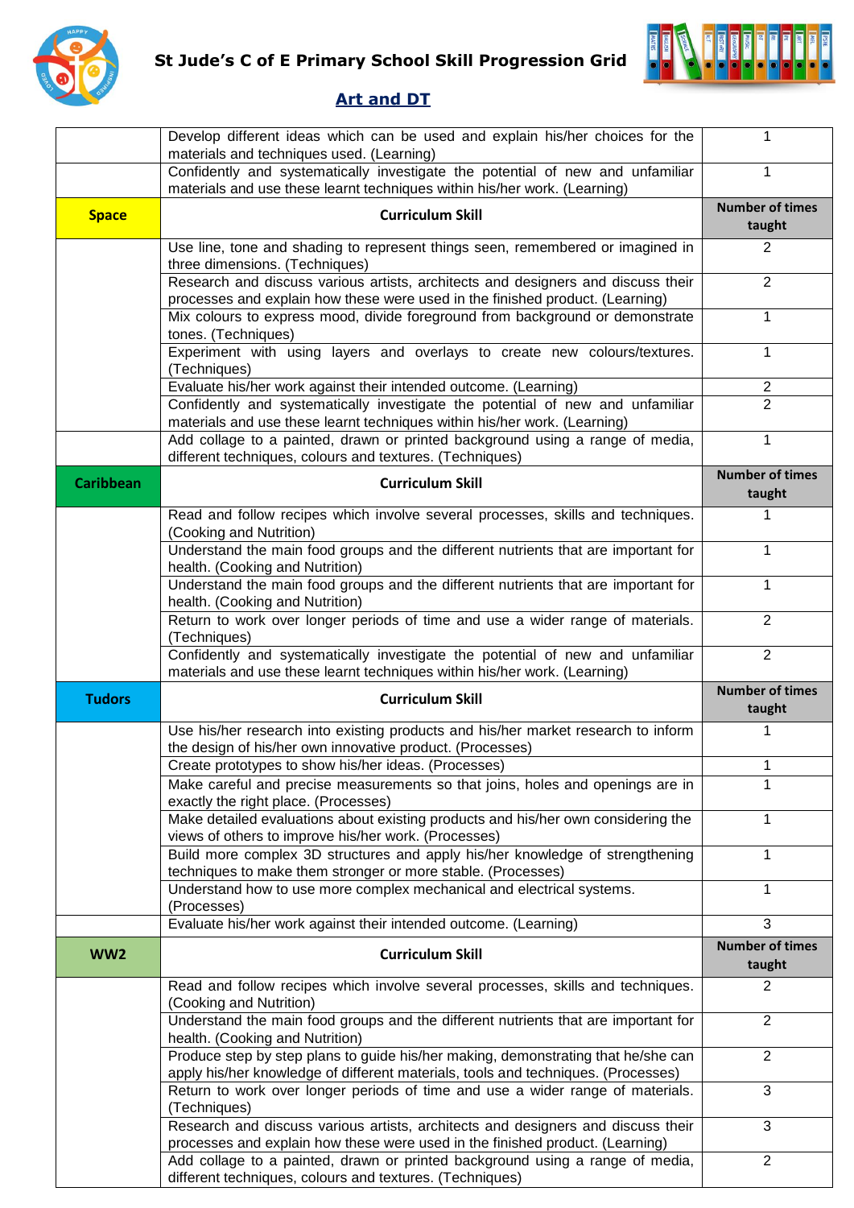# St Jude's C of E Primary School Skill Progression Grid

## Art and DT

| | | |
|---|---|---|
| | Develop different ideas which can be used and explain his/her choices for the materials and techniques used. (Learning) | 1 |
| | Confidently and systematically investigate the potential of new and unfamiliar materials and use these learnt techniques within his/her work. (Learning) | 1 |
| **Space** | **Curriculum Skill** | **Number of times taught** |
| | Use line, tone and shading to represent things seen, remembered or imagined in three dimensions. (Techniques) | 2 |
| | Research and discuss various artists, architects and designers and discuss their processes and explain how these were used in the finished product. (Learning) | 2 |
| | Mix colours to express mood, divide foreground from background or demonstrate tones. (Techniques) | 1 |
| | Experiment with using layers and overlays to create new colours/textures. (Techniques) | 1 |
| | Evaluate his/her work against their intended outcome. (Learning) | 2 |
| | Confidently and systematically investigate the potential of new and unfamiliar materials and use these learnt techniques within his/her work. (Learning) | 2 |
| | Add collage to a painted, drawn or printed background using a range of media, different techniques, colours and textures. (Techniques) | 1 |
| **Caribbean** | **Curriculum Skill** | **Number of times taught** |
| | Read and follow recipes which involve several processes, skills and techniques. (Cooking and Nutrition) | 1 |
| | Understand the main food groups and the different nutrients that are important for health. (Cooking and Nutrition) | 1 |
| | Understand the main food groups and the different nutrients that are important for health. (Cooking and Nutrition) | 1 |
| | Return to work over longer periods of time and use a wider range of materials. (Techniques) | 2 |
| | Confidently and systematically investigate the potential of new and unfamiliar materials and use these learnt techniques within his/her work. (Learning) | 2 |
| **Tudors** | **Curriculum Skill** | **Number of times taught** |
| | Use his/her research into existing products and his/her market research to inform the design of his/her own innovative product. (Processes) | 1 |
| | Create prototypes to show his/her ideas. (Processes) | 1 |
| | Make careful and precise measurements so that joins, holes and openings are in exactly the right place. (Processes) | 1 |
| | Make detailed evaluations about existing products and his/her own considering the views of others to improve his/her work. (Processes) | 1 |
| | Build more complex 3D structures and apply his/her knowledge of strengthening techniques to make them stronger or more stable. (Processes) | 1 |
| | Understand how to use more complex mechanical and electrical systems. (Processes) | 1 |
| | Evaluate his/her work against their intended outcome. (Learning) | 3 |
| **WW2** | **Curriculum Skill** | **Number of times taught** |
| | Read and follow recipes which involve several processes, skills and techniques. (Cooking and Nutrition) | 2 |
| | Understand the main food groups and the different nutrients that are important for health. (Cooking and Nutrition) | 2 |
| | Produce step by step plans to guide his/her making, demonstrating that he/she can apply his/her knowledge of different materials, tools and techniques. (Processes) | 2 |
| | Return to work over longer periods of time and use a wider range of materials. (Techniques) | 3 |
| | Research and discuss various artists, architects and designers and discuss their processes and explain how these were used in the finished product. (Learning) | 3 |
| | Add collage to a painted, drawn or printed background using a range of media, different techniques, colours and textures. (Techniques) | 2 |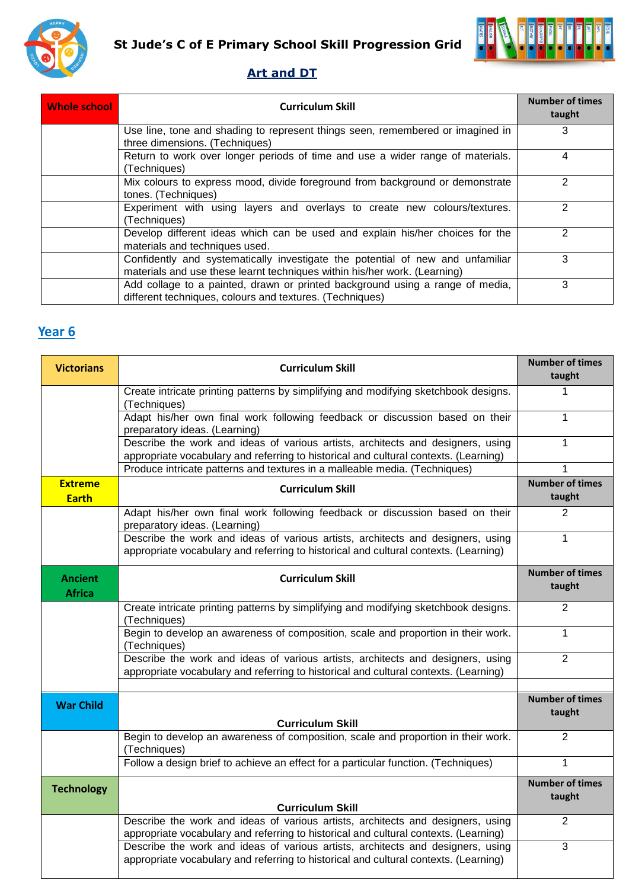# St Jude's C of E Primary School Skill Progression Grid

## Art and DT

| Whole school | Curriculum Skill | Number of times taught |
|---|---|---|
| | Use line, tone and shading to represent things seen, remembered or imagined in three dimensions. (Techniques) | 3 |
| | Return to work over longer periods of time and use a wider range of materials. (Techniques) | 4 |
| | Mix colours to express mood, divide foreground from background or demonstrate tones. (Techniques) | 2 |
| | Experiment with using layers and overlays to create new colours/textures. (Techniques) | 2 |
| | Develop different ideas which can be used and explain his/her choices for the materials and techniques used. | 2 |
| | Confidently and systematically investigate the potential of new and unfamiliar materials and use these learnt techniques within his/her work. (Learning) | 3 |
| | Add collage to a painted, drawn or printed background using a range of media, different techniques, colours and textures. (Techniques) | 3 |

## Year 6

| Victorians | Curriculum Skill | Number of times taught |
|---|---|---|
| | Create intricate printing patterns by simplifying and modifying sketchbook designs. (Techniques) | 1 |
| | Adapt his/her own final work following feedback or discussion based on their preparatory ideas. (Learning) | 1 |
| | Describe the work and ideas of various artists, architects and designers, using appropriate vocabulary and referring to historical and cultural contexts. (Learning) | 1 |
| | Produce intricate patterns and textures in a malleable media. (Techniques) | 1 |
| **Extreme Earth** | **Curriculum Skill** | **Number of times taught** |
| | Adapt his/her own final work following feedback or discussion based on their preparatory ideas. (Learning) | 2 |
| | Describe the work and ideas of various artists, architects and designers, using appropriate vocabulary and referring to historical and cultural contexts. (Learning) | 1 |
| **Ancient Africa** | **Curriculum Skill** | **Number of times taught** |
| | Create intricate printing patterns by simplifying and modifying sketchbook designs. (Techniques) | 2 |
| | Begin to develop an awareness of composition, scale and proportion in their work. (Techniques) | 1 |
| | Describe the work and ideas of various artists, architects and designers, using appropriate vocabulary and referring to historical and cultural contexts. (Learning) | 2 |
| | | |
| **War Child** | **Curriculum Skill** | **Number of times taught** |
| | Begin to develop an awareness of composition, scale and proportion in their work. (Techniques) | 2 |
| | Follow a design brief to achieve an effect for a particular function. (Techniques) | 1 |
| **Technology** | **Curriculum Skill** | **Number of times taught** |
| | Describe the work and ideas of various artists, architects and designers, using appropriate vocabulary and referring to historical and cultural contexts. (Learning) | 2 |
| | Describe the work and ideas of various artists, architects and designers, using appropriate vocabulary and referring to historical and cultural contexts. (Learning) | 3 |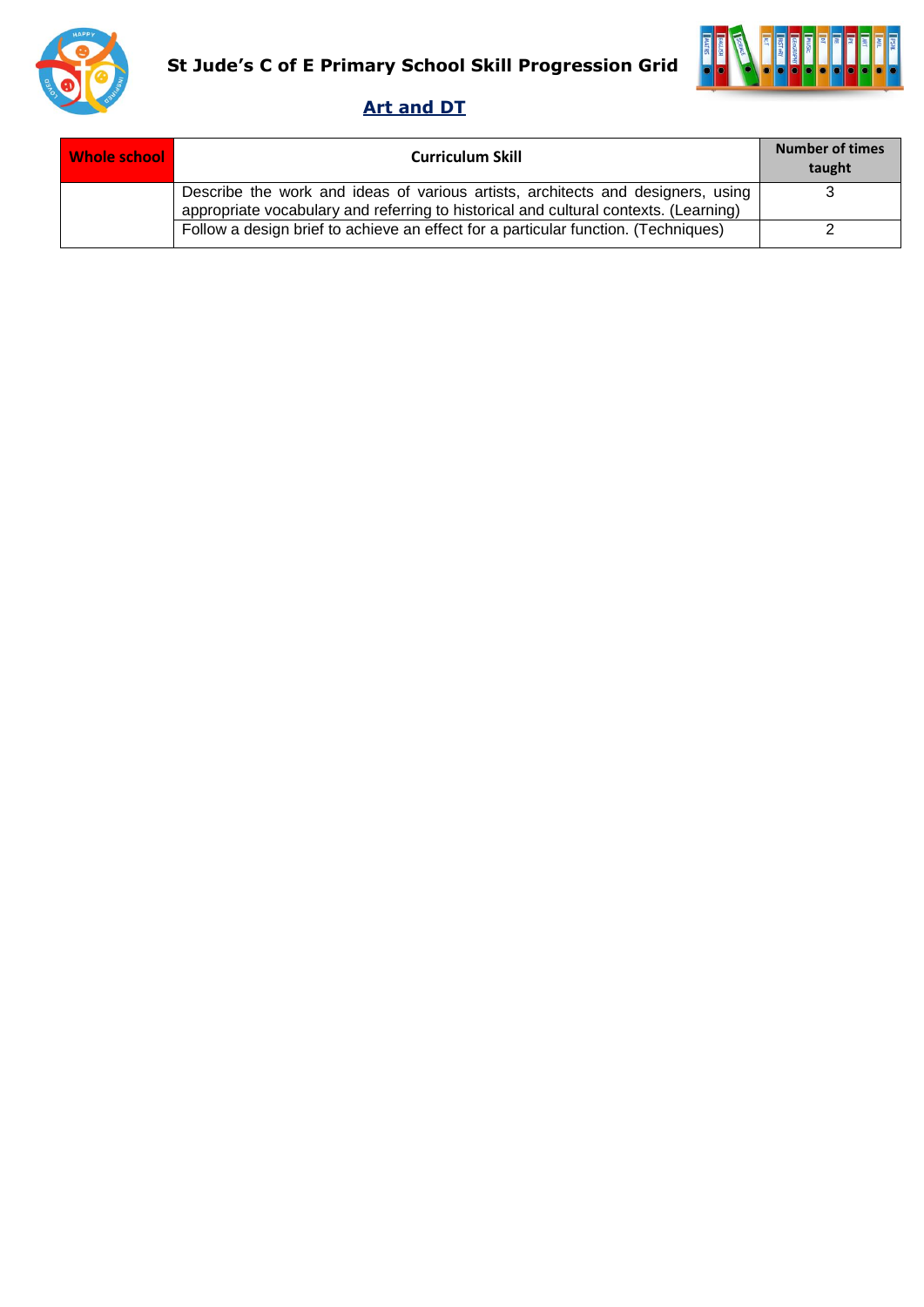# St Jude's C of E Primary School Skill Progression Grid

## Art and DT

| Whole school | Curriculum Skill | Number of times taught |
|---|---|---|
| | Describe the work and ideas of various artists, architects and designers, using appropriate vocabulary and referring to historical and cultural contexts. (Learning) | 3 |
| | Follow a design brief to achieve an effect for a particular function. (Techniques) | 2 |